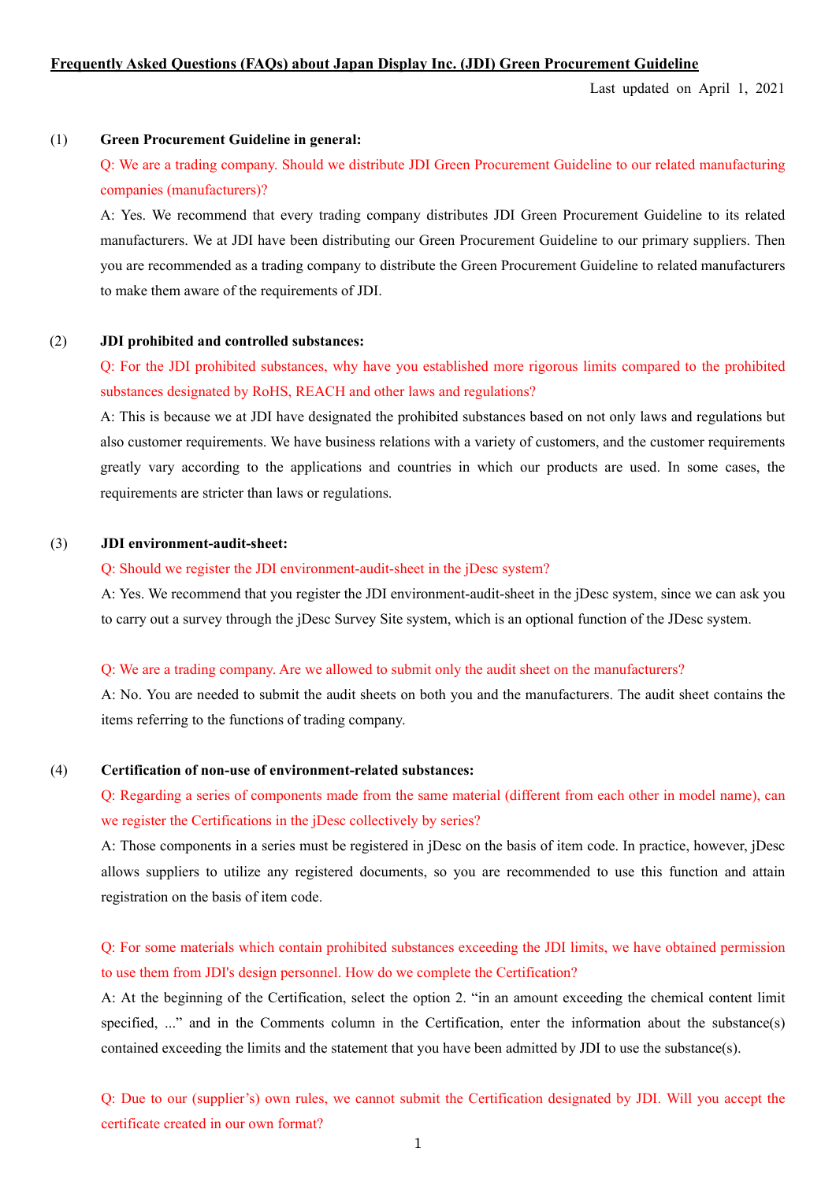**Frequently Asked Questions (FAQs) about Japan Display Inc. (JDI) Green Procurement Guideline**

Last updated on April 1, 2021

(1) **Green Procurement Guideline in general:**

Q: We are a trading company. Should we distribute JDI Green Procurement Guideline to our related manufacturing companies (manufacturers)?

A: Yes. We recommend that every trading company distributes JDI Green Procurement Guideline to its related manufacturers. We at JDI have been distributing our Green Procurement Guideline to our primary suppliers. Then you are recommended as a trading company to distribute the Green Procurement Guideline to related manufacturers to make them aware of the requirements of JDI.

(2) **JDI prohibited and controlled substances:**

Q: For the JDI prohibited substances, why have you established more rigorous limits compared to the prohibited substances designated by RoHS, REACH and other laws and regulations?

A: This is because we at JDI have designated the prohibited substances based on not only laws and regulations but also customer requirements. We have business relations with a variety of customers, and the customer requirements greatly vary according to the applications and countries in which our products are used. In some cases, the requirements are stricter than laws or regulations.

(3) **JDI environment-audit-sheet:**

Q: Should we register the JDI environment-audit-sheet in the jDesc system?

A: Yes. We recommend that you register the JDI environment-audit-sheet in the jDesc system, since we can ask you to carry out a survey through the jDesc Survey Site system, which is an optional function of the JDesc system.

Q: We are a trading company. Are we allowed to submit only the audit sheet on the manufacturers?

A: No. You are needed to submit the audit sheets on both you and the manufacturers. The audit sheet contains the items referring to the functions of trading company.

(4) **Certification of non-use of environment-related substances:**

Q: Regarding a series of components made from the same material (different from each other in model name), can we register the Certifications in the jDesc collectively by series?

A: Those components in a series must be registered in jDesc on the basis of item code. In practice, however, jDesc allows suppliers to utilize any registered documents, so you are recommended to use this function and attain registration on the basis of item code.

Q: For some materials which contain prohibited substances exceeding the JDI limits, we have obtained permission to use them from JDI's design personnel. How do we complete the Certification?

A: At the beginning of the Certification, select the option 2. "in an amount exceeding the chemical content limit specified, ..." and in the Comments column in the Certification, enter the information about the substance(s) contained exceeding the limits and the statement that you have been admitted by JDI to use the substance(s).

Q: Due to our (supplier's) own rules, we cannot submit the Certification designated by JDI. Will you accept the certificate created in our own format?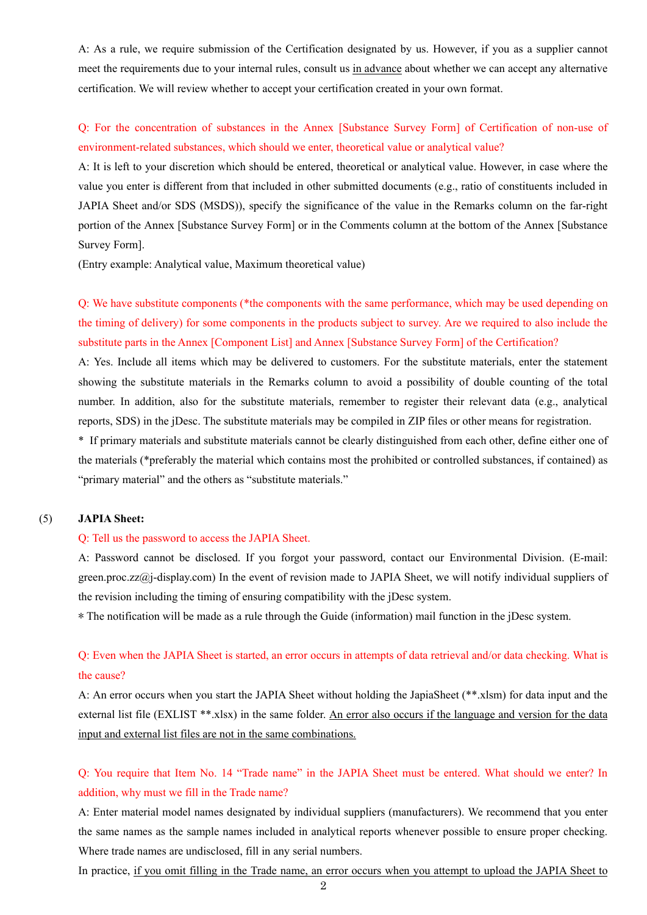A: As a rule, we require submission of the Certification designated by us. However, if you as a supplier cannot meet the requirements due to your internal rules, consult us in advance about whether we can accept any alternative certification. We will review whether to accept your certification created in your own format.

Q: For the concentration of substances in the Annex [Substance Survey Form] of Certification of non-use of environment-related substances, which should we enter, theoretical value or analytical value?

A: It is left to your discretion which should be entered, theoretical or analytical value. However, in case where the value you enter is different from that included in other submitted documents (e.g., ratio of constituents included in JAPIA Sheet and/or SDS (MSDS)), specify the significance of the value in the Remarks column on the far-right portion of the Annex [Substance Survey Form] or in the Comments column at the bottom of the Annex [Substance Survey Form].

(Entry example: Analytical value, Maximum theoretical value)

Q: We have substitute components (*the components with the same performance, which may be used depending on the timing of delivery) for some components in the products subject to survey. Are we required to also include the substitute parts in the Annex [Component List] and Annex [Substance Survey Form] of the Certification?

A: Yes. Include all items which may be delivered to customers. For the substitute materials, enter the statement showing the substitute materials in the Remarks column to avoid a possibility of double counting of the total number. In addition, also for the substitute materials, remember to register their relevant data (e.g., analytical reports, SDS) in the jDesc. The substitute materials may be compiled in ZIP files or other means for registration.

\* If primary materials and substitute materials cannot be clearly distinguished from each other, define either one of the materials (*preferably the material which contains most the prohibited or controlled substances, if contained) as “primary material” and the others as “substitute materials.”

(5) **JAPIA Sheet:**

Q: Tell us the password to access the JAPIA Sheet.

A: Password cannot be disclosed. If you forgot your password, contact our Environmental Division. (E-mail: green.proc.zz@j-display.com) In the event of revision made to JAPIA Sheet, we will notify individual suppliers of the revision including the timing of ensuring compatibility with the jDesc system.

\* The notification will be made as a rule through the Guide (information) mail function in the jDesc system.

Q: Even when the JAPIA Sheet is started, an error occurs in attempts of data retrieval and/or data checking. What is the cause?

A: An error occurs when you start the JAPIA Sheet without holding the JapiaSheet (\*\*.xlsm) for data input and the external list file (EXLIST \*\*.xlsx) in the same folder. An error also occurs if the language and version for the data input and external list files are not in the same combinations.

Q: You require that Item No. 14 “Trade name” in the JAPIA Sheet must be entered. What should we enter? In addition, why must we fill in the Trade name?

A: Enter material model names designated by individual suppliers (manufacturers). We recommend that you enter the same names as the sample names included in analytical reports whenever possible to ensure proper checking. Where trade names are undisclosed, fill in any serial numbers.

In practice, if you omit filling in the Trade name, an error occurs when you attempt to upload the JAPIA Sheet to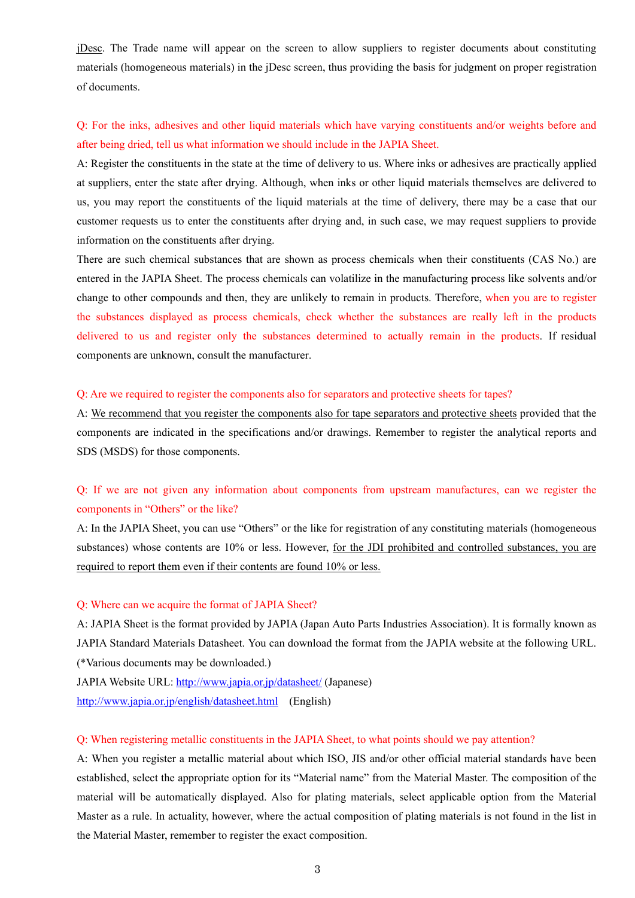jDesc. The Trade name will appear on the screen to allow suppliers to register documents about constituting materials (homogeneous materials) in the jDesc screen, thus providing the basis for judgment on proper registration of documents.

Q: For the inks, adhesives and other liquid materials which have varying constituents and/or weights before and after being dried, tell us what information we should include in the JAPIA Sheet.

A: Register the constituents in the state at the time of delivery to us. Where inks or adhesives are practically applied at suppliers, enter the state after drying. Although, when inks or other liquid materials themselves are delivered to us, you may report the constituents of the liquid materials at the time of delivery, there may be a case that our customer requests us to enter the constituents after drying and, in such case, we may request suppliers to provide information on the constituents after drying.

There are such chemical substances that are shown as process chemicals when their constituents (CAS No.) are entered in the JAPIA Sheet. The process chemicals can volatilize in the manufacturing process like solvents and/or change to other compounds and then, they are unlikely to remain in products. Therefore, when you are to register the substances displayed as process chemicals, check whether the substances are really left in the products delivered to us and register only the substances determined to actually remain in the products. If residual components are unknown, consult the manufacturer.

Q: Are we required to register the components also for separators and protective sheets for tapes?

A: We recommend that you register the components also for tape separators and protective sheets provided that the components are indicated in the specifications and/or drawings. Remember to register the analytical reports and SDS (MSDS) for those components.

Q: If we are not given any information about components from upstream manufactures, can we register the components in "Others" or the like?

A: In the JAPIA Sheet, you can use "Others" or the like for registration of any constituting materials (homogeneous substances) whose contents are 10% or less. However, for the JDI prohibited and controlled substances, you are required to report them even if their contents are found 10% or less.

Q: Where can we acquire the format of JAPIA Sheet?

A: JAPIA Sheet is the format provided by JAPIA (Japan Auto Parts Industries Association). It is formally known as JAPIA Standard Materials Datasheet. You can download the format from the JAPIA website at the following URL. (*Various documents may be downloaded.)

JAPIA Website URL: http://www.japia.or.jp/datasheet/ (Japanese)

http://www.japia.or.jp/english/datasheet.html (English)

Q: When registering metallic constituents in the JAPIA Sheet, to what points should we pay attention?

A: When you register a metallic material about which ISO, JIS and/or other official material standards have been established, select the appropriate option for its "Material name" from the Material Master. The composition of the material will be automatically displayed. Also for plating materials, select applicable option from the Material Master as a rule. In actuality, however, where the actual composition of plating materials is not found in the list in the Material Master, remember to register the exact composition.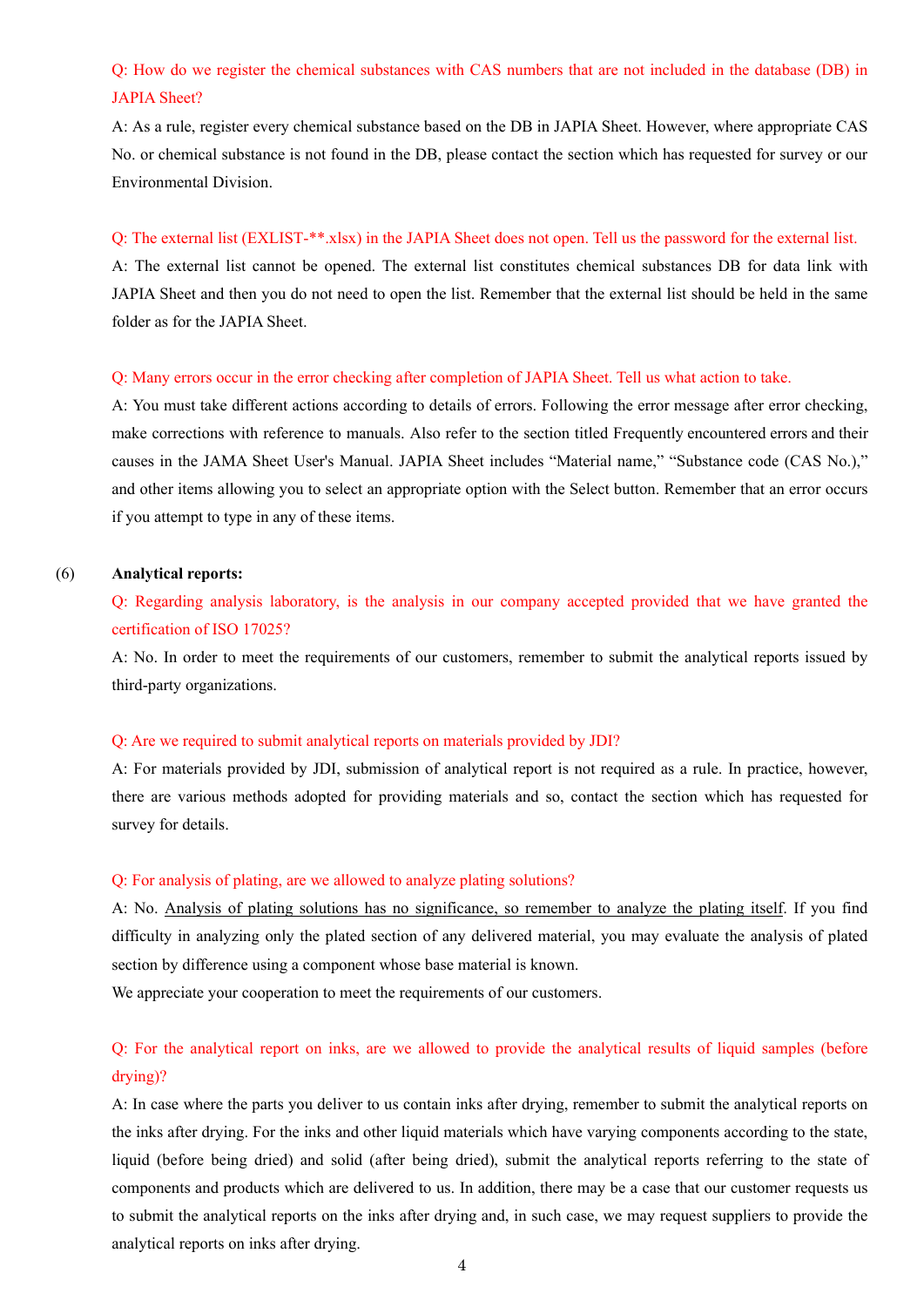Q: How do we register the chemical substances with CAS numbers that are not included in the database (DB) in JAPIA Sheet?

A: As a rule, register every chemical substance based on the DB in JAPIA Sheet. However, where appropriate CAS No. or chemical substance is not found in the DB, please contact the section which has requested for survey or our Environmental Division.

Q: The external list (EXLIST-**.xlsx) in the JAPIA Sheet does not open. Tell us the password for the external list.

A: The external list cannot be opened. The external list constitutes chemical substances DB for data link with JAPIA Sheet and then you do not need to open the list. Remember that the external list should be held in the same folder as for the JAPIA Sheet.

Q: Many errors occur in the error checking after completion of JAPIA Sheet. Tell us what action to take.

A: You must take different actions according to details of errors. Following the error message after error checking, make corrections with reference to manuals. Also refer to the section titled Frequently encountered errors and their causes in the JAMA Sheet User's Manual. JAPIA Sheet includes "Material name," "Substance code (CAS No.)," and other items allowing you to select an appropriate option with the Select button. Remember that an error occurs if you attempt to type in any of these items.

(6) **Analytical reports:**

Q: Regarding analysis laboratory, is the analysis in our company accepted provided that we have granted the certification of ISO 17025?

A: No. In order to meet the requirements of our customers, remember to submit the analytical reports issued by third-party organizations.

Q: Are we required to submit analytical reports on materials provided by JDI?

A: For materials provided by JDI, submission of analytical report is not required as a rule. In practice, however, there are various methods adopted for providing materials and so, contact the section which has requested for survey for details.

Q: For analysis of plating, are we allowed to analyze plating solutions?

A: No. <u>Analysis of plating solutions has no significance, so remember to analyze the plating itself</u>. If you find difficulty in analyzing only the plated section of any delivered material, you may evaluate the analysis of plated section by difference using a component whose base material is known.

We appreciate your cooperation to meet the requirements of our customers.

Q: For the analytical report on inks, are we allowed to provide the analytical results of liquid samples (before drying)?

A: In case where the parts you deliver to us contain inks after drying, remember to submit the analytical reports on the inks after drying. For the inks and other liquid materials which have varying components according to the state, liquid (before being dried) and solid (after being dried), submit the analytical reports referring to the state of components and products which are delivered to us. In addition, there may be a case that our customer requests us to submit the analytical reports on the inks after drying and, in such case, we may request suppliers to provide the analytical reports on inks after drying.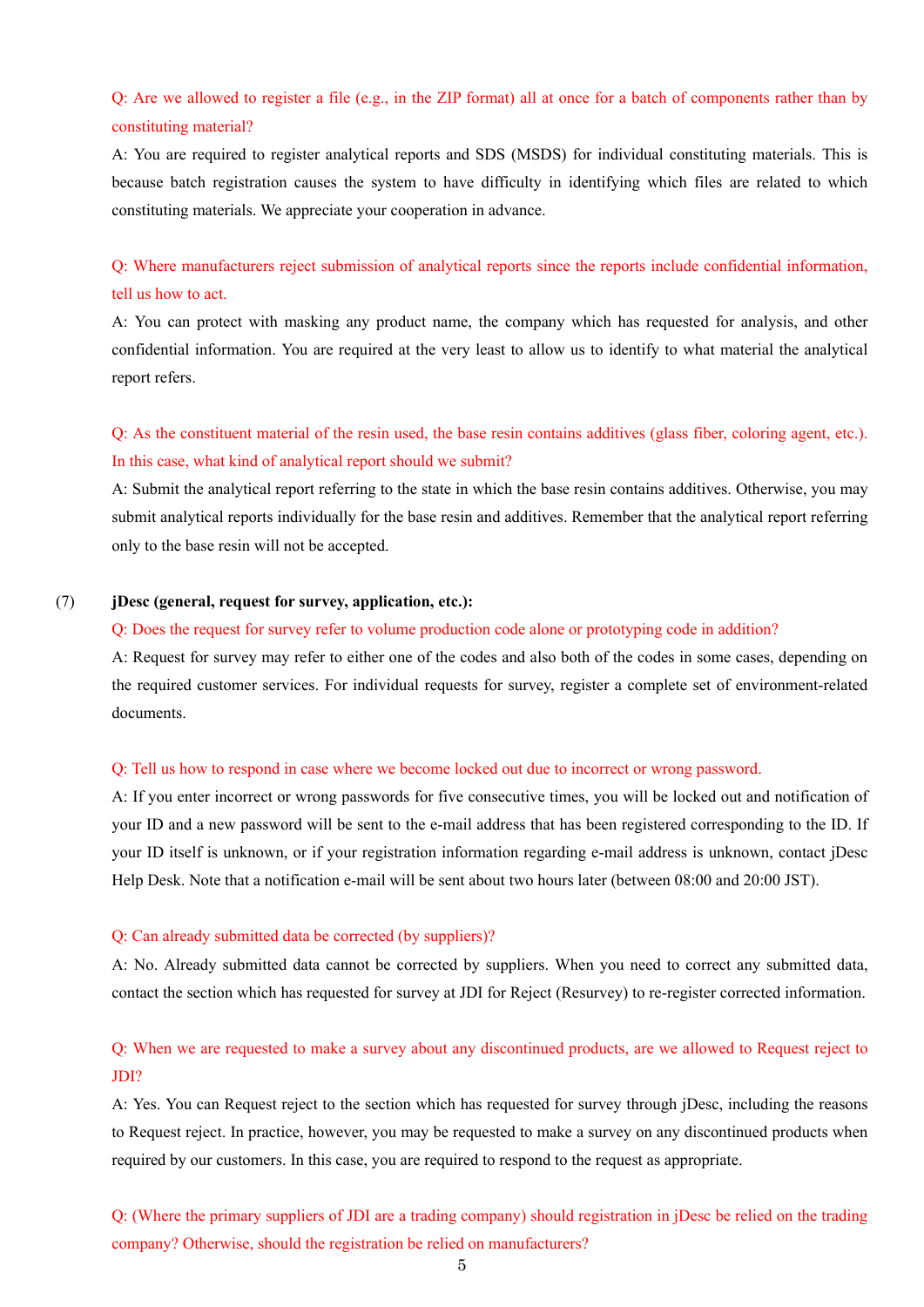Q: Are we allowed to register a file (e.g., in the ZIP format) all at once for a batch of components rather than by constituting material?

A: You are required to register analytical reports and SDS (MSDS) for individual constituting materials. This is because batch registration causes the system to have difficulty in identifying which files are related to which constituting materials. We appreciate your cooperation in advance.

Q: Where manufacturers reject submission of analytical reports since the reports include confidential information, tell us how to act.

A: You can protect with masking any product name, the company which has requested for analysis, and other confidential information. You are required at the very least to allow us to identify to what material the analytical report refers.

Q: As the constituent material of the resin used, the base resin contains additives (glass fiber, coloring agent, etc.). In this case, what kind of analytical report should we submit?

A: Submit the analytical report referring to the state in which the base resin contains additives. Otherwise, you may submit analytical reports individually for the base resin and additives. Remember that the analytical report referring only to the base resin will not be accepted.

(7) **jDesc (general, request for survey, application, etc.):**

Q: Does the request for survey refer to volume production code alone or prototyping code in addition?

A: Request for survey may refer to either one of the codes and also both of the codes in some cases, depending on the required customer services. For individual requests for survey, register a complete set of environment-related documents.

Q: Tell us how to respond in case where we become locked out due to incorrect or wrong password.

A: If you enter incorrect or wrong passwords for five consecutive times, you will be locked out and notification of your ID and a new password will be sent to the e-mail address that has been registered corresponding to the ID. If your ID itself is unknown, or if your registration information regarding e-mail address is unknown, contact jDesc Help Desk. Note that a notification e-mail will be sent about two hours later (between 08:00 and 20:00 JST).

Q: Can already submitted data be corrected (by suppliers)?

A: No. Already submitted data cannot be corrected by suppliers. When you need to correct any submitted data, contact the section which has requested for survey at JDI for Reject (Resurvey) to re-register corrected information.

Q: When we are requested to make a survey about any discontinued products, are we allowed to Request reject to JDI?

A: Yes. You can Request reject to the section which has requested for survey through jDesc, including the reasons to Request reject. In practice, however, you may be requested to make a survey on any discontinued products when required by our customers. In this case, you are required to respond to the request as appropriate.

Q: (Where the primary suppliers of JDI are a trading company) should registration in jDesc be relied on the trading company? Otherwise, should the registration be relied on manufacturers?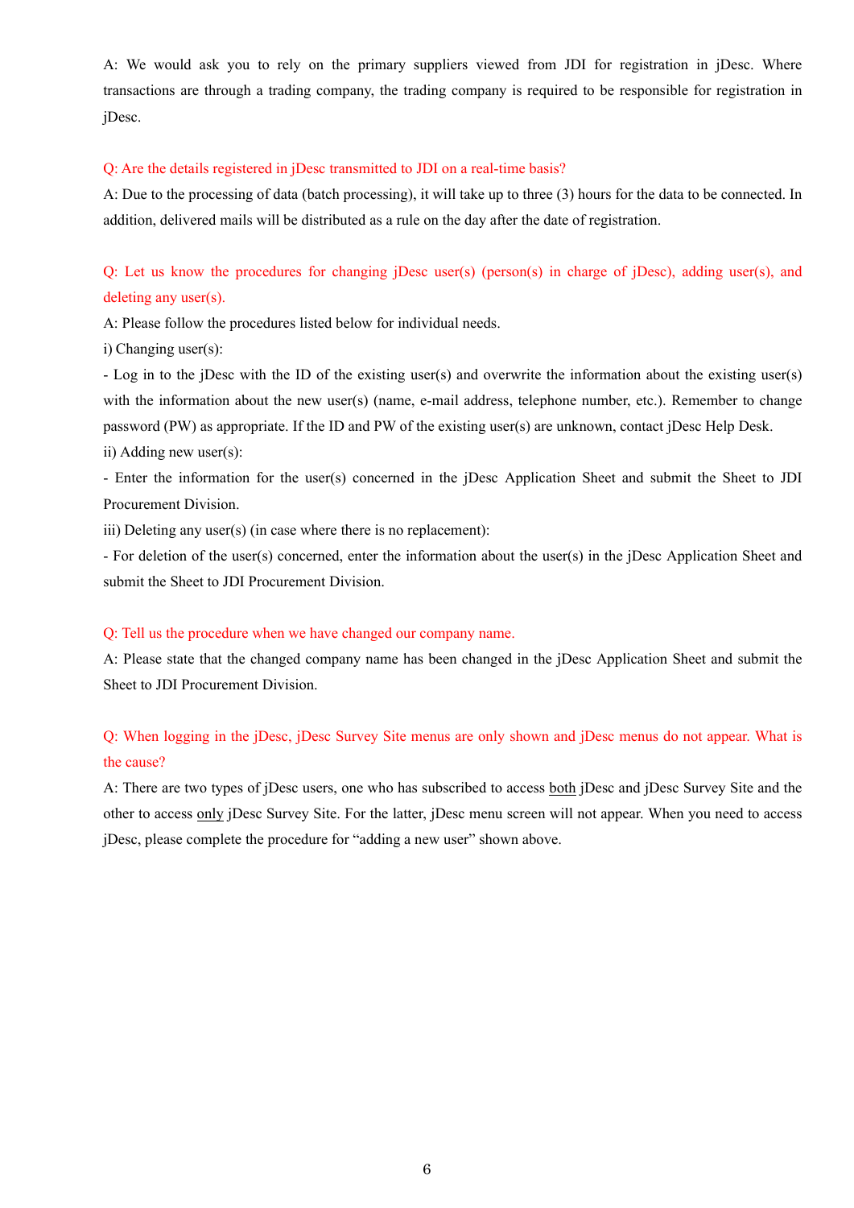A: We would ask you to rely on the primary suppliers viewed from JDI for registration in jDesc. Where transactions are through a trading company, the trading company is required to be responsible for registration in jDesc.

Q: Are the details registered in jDesc transmitted to JDI on a real-time basis?

A: Due to the processing of data (batch processing), it will take up to three (3) hours for the data to be connected. In addition, delivered mails will be distributed as a rule on the day after the date of registration.

Q: Let us know the procedures for changing jDesc user(s) (person(s) in charge of jDesc), adding user(s), and deleting any user(s).

A: Please follow the procedures listed below for individual needs.

i) Changing user(s):

- Log in to the jDesc with the ID of the existing user(s) and overwrite the information about the existing user(s) with the information about the new user(s) (name, e-mail address, telephone number, etc.). Remember to change password (PW) as appropriate. If the ID and PW of the existing user(s) are unknown, contact jDesc Help Desk.

ii) Adding new user(s):

- Enter the information for the user(s) concerned in the jDesc Application Sheet and submit the Sheet to JDI Procurement Division.

iii) Deleting any user(s) (in case where there is no replacement):

- For deletion of the user(s) concerned, enter the information about the user(s) in the jDesc Application Sheet and submit the Sheet to JDI Procurement Division.

Q: Tell us the procedure when we have changed our company name.

A: Please state that the changed company name has been changed in the jDesc Application Sheet and submit the Sheet to JDI Procurement Division.

Q: When logging in the jDesc, jDesc Survey Site menus are only shown and jDesc menus do not appear. What is the cause?

A: There are two types of jDesc users, one who has subscribed to access both jDesc and jDesc Survey Site and the other to access only jDesc Survey Site. For the latter, jDesc menu screen will not appear. When you need to access jDesc, please complete the procedure for "adding a new user" shown above.